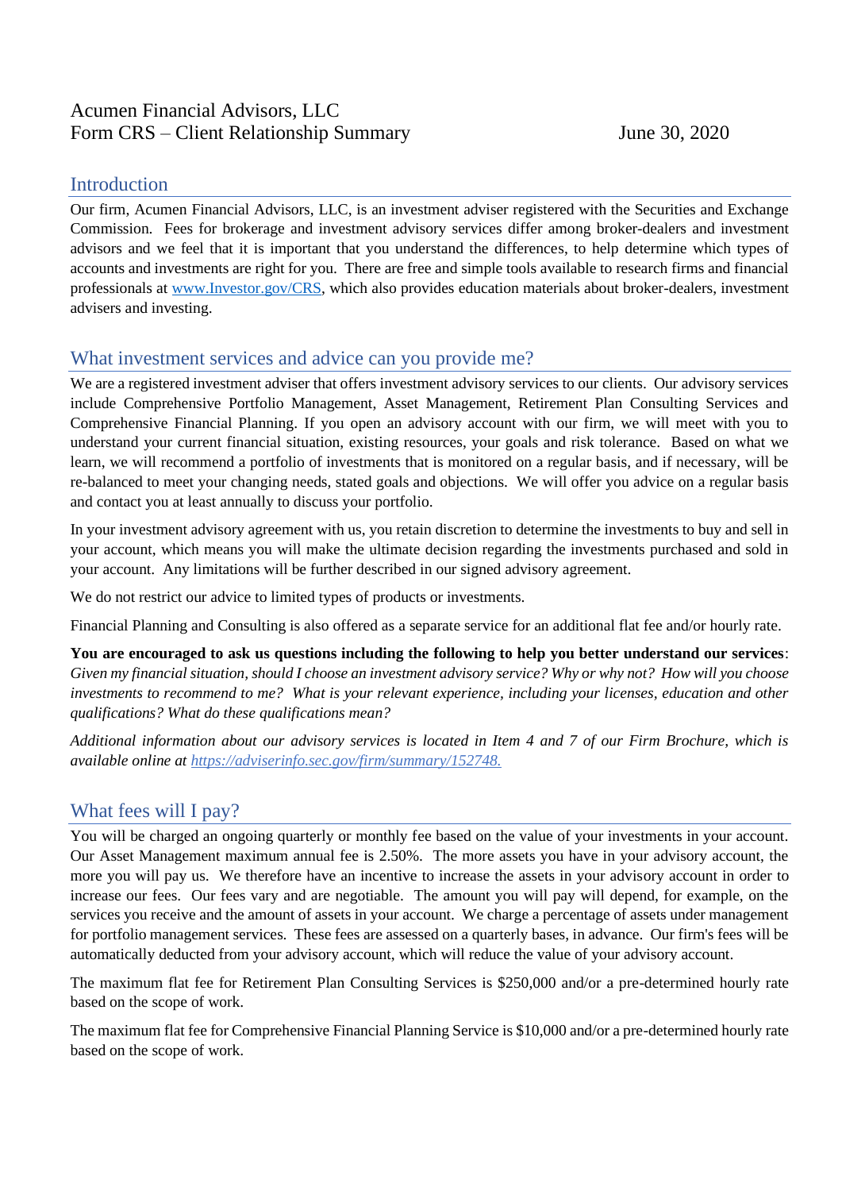Acumen Financial Advisors, LLC
Form CRS – Client Relationship Summary June 30, 2020

## Introduction

Our firm, Acumen Financial Advisors, LLC, is an investment adviser registered with the Securities and Exchange Commission. Fees for brokerage and investment advisory services differ among broker-dealers and investment advisors and we feel that it is important that you understand the differences, to help determine which types of accounts and investments are right for you. There are free and simple tools available to research firms and financial professionals at [www.Investor.gov/CRS](www.Investor.gov/CRS), which also provides education materials about broker-dealers, investment advisers and investing.

## What investment services and advice can you provide me?

We are a registered investment adviser that offers investment advisory services to our clients. Our advisory services include Comprehensive Portfolio Management, Asset Management, Retirement Plan Consulting Services and Comprehensive Financial Planning. If you open an advisory account with our firm, we will meet with you to understand your current financial situation, existing resources, your goals and risk tolerance. Based on what we learn, we will recommend a portfolio of investments that is monitored on a regular basis, and if necessary, will be re-balanced to meet your changing needs, stated goals and objections. We will offer you advice on a regular basis and contact you at least annually to discuss your portfolio.

In your investment advisory agreement with us, you retain discretion to determine the investments to buy and sell in your account, which means you will make the ultimate decision regarding the investments purchased and sold in your account. Any limitations will be further described in our signed advisory agreement.

We do not restrict our advice to limited types of products or investments.

Financial Planning and Consulting is also offered as a separate service for an additional flat fee and/or hourly rate.

**You are encouraged to ask us questions including the following to help you better understand our services**: *Given my financial situation, should I choose an investment advisory service? Why or why not? How will you choose investments to recommend to me? What is your relevant experience, including your licenses, education and other qualifications? What do these qualifications mean?*

*Additional information about our advisory services is located in Item 4 and 7 of our Firm Brochure, which is available online at [https://adviserinfo.sec.gov/firm/summary/152748.](https://adviserinfo.sec.gov/firm/summary/152748)*

## What fees will I pay?

You will be charged an ongoing quarterly or monthly fee based on the value of your investments in your account. Our Asset Management maximum annual fee is 2.50%. The more assets you have in your advisory account, the more you will pay us. We therefore have an incentive to increase the assets in your advisory account in order to increase our fees. Our fees vary and are negotiable. The amount you will pay will depend, for example, on the services you receive and the amount of assets in your account. We charge a percentage of assets under management for portfolio management services. These fees are assessed on a quarterly bases, in advance. Our firm's fees will be automatically deducted from your advisory account, which will reduce the value of your advisory account.

The maximum flat fee for Retirement Plan Consulting Services is $250,000 and/or a pre-determined hourly rate based on the scope of work.

The maximum flat fee for Comprehensive Financial Planning Service is $10,000 and/or a pre-determined hourly rate based on the scope of work.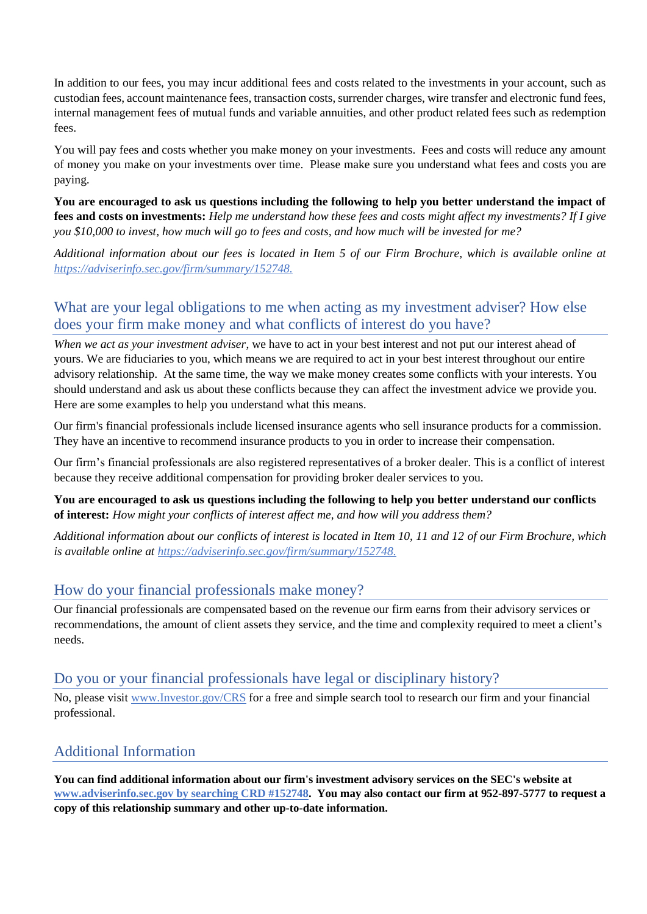In addition to our fees, you may incur additional fees and costs related to the investments in your account, such as custodian fees, account maintenance fees, transaction costs, surrender charges, wire transfer and electronic fund fees, internal management fees of mutual funds and variable annuities, and other product related fees such as redemption fees.

You will pay fees and costs whether you make money on your investments. Fees and costs will reduce any amount of money you make on your investments over time. Please make sure you understand what fees and costs you are paying.

**You are encouraged to ask us questions including the following to help you better understand the impact of fees and costs on investments:** *Help me understand how these fees and costs might affect my investments? If I give you $10,000 to invest, how much will go to fees and costs, and how much will be invested for me?*

*Additional information about our fees is located in Item 5 of our Firm Brochure, which is available online at https://adviserinfo.sec.gov/firm/summary/152748.*

## What are your legal obligations to me when acting as my investment adviser? How else does your firm make money and what conflicts of interest do you have?

*When we act as your investment adviser*, we have to act in your best interest and not put our interest ahead of yours. We are fiduciaries to you, which means we are required to act in your best interest throughout our entire advisory relationship. At the same time, the way we make money creates some conflicts with your interests. You should understand and ask us about these conflicts because they can affect the investment advice we provide you. Here are some examples to help you understand what this means.

Our firm's financial professionals include licensed insurance agents who sell insurance products for a commission. They have an incentive to recommend insurance products to you in order to increase their compensation.

Our firm's financial professionals are also registered representatives of a broker dealer. This is a conflict of interest because they receive additional compensation for providing broker dealer services to you.

**You are encouraged to ask us questions including the following to help you better understand our conflicts of interest:** *How might your conflicts of interest affect me, and how will you address them?*

*Additional information about our conflicts of interest is located in Item 10, 11 and 12 of our Firm Brochure, which is available online at https://adviserinfo.sec.gov/firm/summary/152748.*

## How do your financial professionals make money?

Our financial professionals are compensated based on the revenue our firm earns from their advisory services or recommendations, the amount of client assets they service, and the time and complexity required to meet a client's needs.

## Do you or your financial professionals have legal or disciplinary history?

No, please visit www.Investor.gov/CRS for a free and simple search tool to research our firm and your financial professional.

## Additional Information

**You can find additional information about our firm's investment advisory services on the SEC's website at www.adviserinfo.sec.gov by searching CRD #152748. You may also contact our firm at 952-897-5777 to request a copy of this relationship summary and other up-to-date information.**